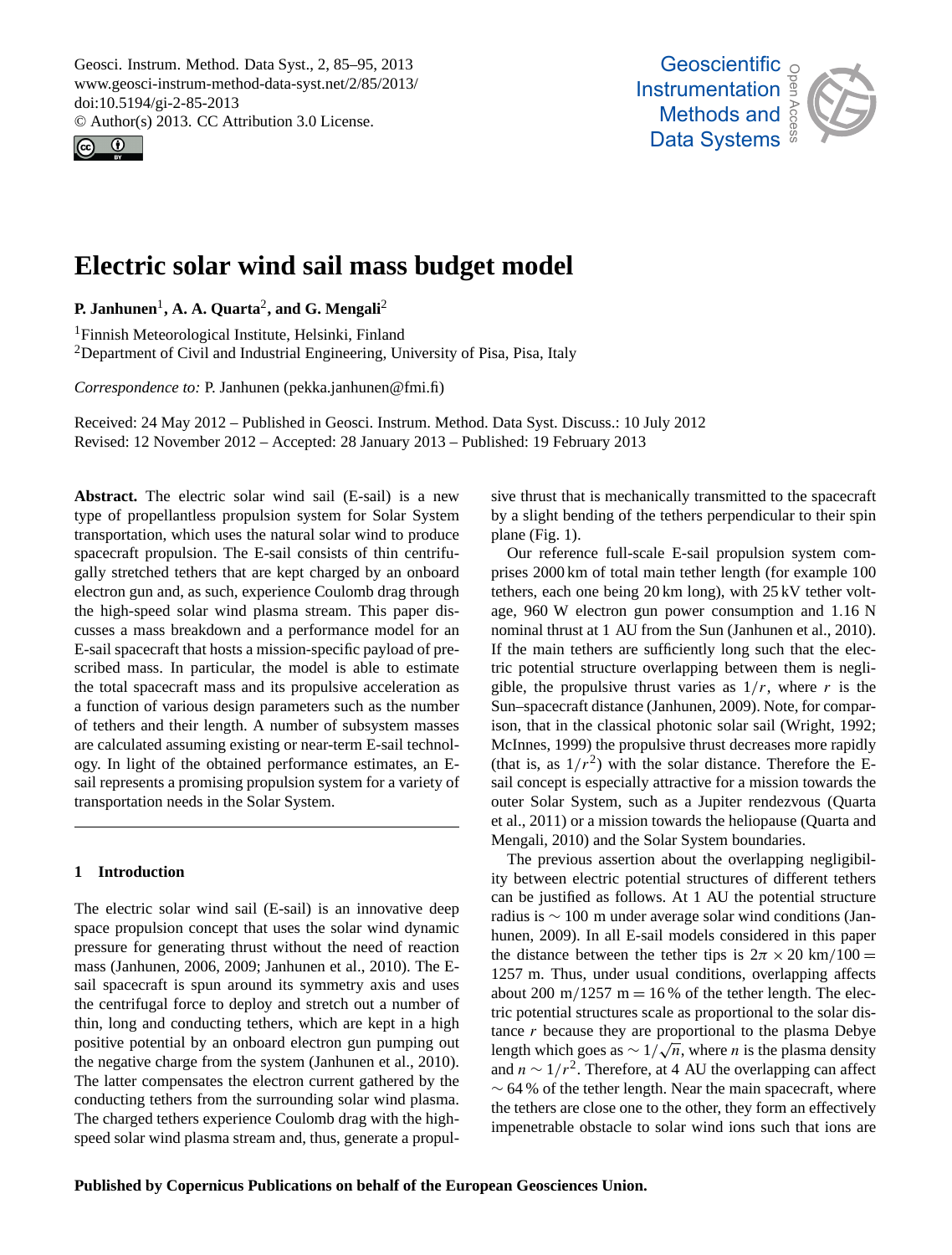# Electric solar wind sail mass budget model

**P. Janhunen[1], A. A. Quarta[2], and G. Mengali[2]**

[1]Finnish Meteorological Institute, Helsinki, Finland
[2]Department of Civil and Industrial Engineering, University of Pisa, Pisa, Italy

*Correspondence to:* P. Janhunen (pekka.janhunen@fmi.fi)

Received: 24 May 2012 – Published in Geosci. Instrum. Method. Data Syst. Discuss.: 10 July 2012
Revised: 12 November 2012 – Accepted: 28 January 2013 – Published: 19 February 2013

**Abstract.** The electric solar wind sail (E-sail) is a new type of propellantless propulsion system for Solar System transportation, which uses the natural solar wind to produce spacecraft propulsion. The E-sail consists of thin centrifugally stretched tethers that are kept charged by an onboard electron gun and, as such, experience Coulomb drag through the high-speed solar wind plasma stream. This paper discusses a mass breakdown and a performance model for an E-sail spacecraft that hosts a mission-specific payload of prescribed mass. In particular, the model is able to estimate the total spacecraft mass and its propulsive acceleration as a function of various design parameters such as the number of tethers and their length. A number of subsystem masses are calculated assuming existing or near-term E-sail technology. In light of the obtained performance estimates, an E-sail represents a promising propulsion system for a variety of transportation needs in the Solar System.

## 1 Introduction

The electric solar wind sail (E-sail) is an innovative deep space propulsion concept that uses the solar wind dynamic pressure for generating thrust without the need of reaction mass (Janhunen, 2006, 2009; Janhunen et al., 2010). The E-sail spacecraft is spun around its symmetry axis and uses the centrifugal force to deploy and stretch out a number of thin, long and conducting tethers, which are kept in a high positive potential by an onboard electron gun pumping out the negative charge from the system (Janhunen et al., 2010). The latter compensates the electron current gathered by the conducting tethers from the surrounding solar wind plasma. The charged tethers experience Coulomb drag with the high-speed solar wind plasma stream and, thus, generate a propulsive thrust that is mechanically transmitted to the spacecraft by a slight bending of the tethers perpendicular to their spin plane (Fig. 1).

Our reference full-scale E-sail propulsion system comprises 2000 km of total main tether length (for example 100 tethers, each one being 20 km long), with 25 kV tether voltage, 960 W electron gun power consumption and 1.16 N nominal thrust at 1 AU from the Sun (Janhunen et al., 2010). If the main tethers are sufficiently long such that the electric potential structure overlapping between them is negligible, the propulsive thrust varies as $1/r$, where $r$ is the Sun–spacecraft distance (Janhunen, 2009). Note, for comparison, that in the classical photonic solar sail (Wright, 1992; McInnes, 1999) the propulsive thrust decreases more rapidly (that is, as $1/r^2$) with the solar distance. Therefore the E-sail concept is especially attractive for a mission towards the outer Solar System, such as a Jupiter rendezvous (Quarta et al., 2011) or a mission towards the heliopause (Quarta and Mengali, 2010) and the Solar System boundaries.

The previous assertion about the overlapping negligibility between electric potential structures of different tethers can be justified as follows. At 1 AU the potential structure radius is $\sim 100$ m under average solar wind conditions (Janhunen, 2009). In all E-sail models considered in this paper the distance between the tether tips is $2\pi \times 20\ \text{km}/100 = 1257$ m. Thus, under usual conditions, overlapping affects about $200\ \text{m}/1257\ \text{m} = 16\,\%$ of the tether length. The electric potential structures scale as proportional to the solar distance $r$ because they are proportional to the plasma Debye length which goes as $\sim 1/\sqrt{n}$, where $n$ is the plasma density and $n \sim 1/r^2$. Therefore, at 4 AU the overlapping can affect $\sim 64\,\%$ of the tether length. Near the main spacecraft, where the tethers are close one to the other, they form an effectively impenetrable obstacle to solar wind ions such that ions are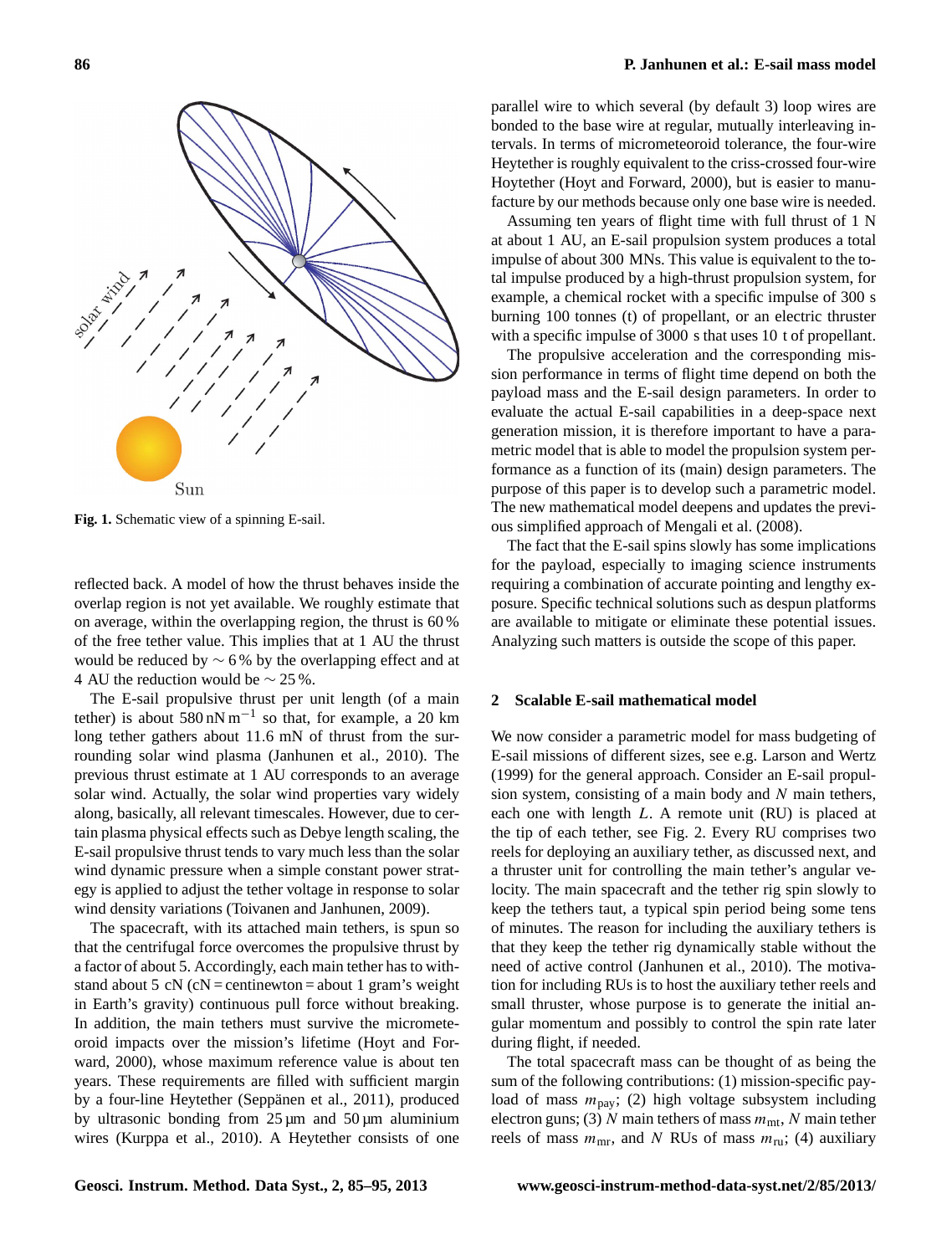Fig. 1. Schematic view of a spinning E-sail.

reflected back. A model of how the thrust behaves inside the overlap region is not yet available. We roughly estimate that on average, within the overlapping region, the thrust is 60 % of the free tether value. This implies that at 1 AU the thrust would be reduced by $\sim 6$ % by the overlapping effect and at 4 AU the reduction would be $\sim 25$ %.

The E-sail propulsive thrust per unit length (of a main tether) is about $580\,\mathrm{nN\,m^{-1}}$ so that, for example, a 20 km long tether gathers about 11.6 mN of thrust from the surrounding solar wind plasma (Janhunen et al., 2010). The previous thrust estimate at 1 AU corresponds to an average solar wind. Actually, the solar wind properties vary widely along, basically, all relevant timescales. However, due to certain plasma physical effects such as Debye length scaling, the E-sail propulsive thrust tends to vary much less than the solar wind dynamic pressure when a simple constant power strategy is applied to adjust the tether voltage in response to solar wind density variations (Toivanen and Janhunen, 2009).

The spacecraft, with its attached main tethers, is spun so that the centrifugal force overcomes the propulsive thrust by a factor of about 5. Accordingly, each main tether has to withstand about 5 cN (cN = centinewton = about 1 gram's weight in Earth's gravity) continuous pull force without breaking. In addition, the main tethers must survive the micrometeoroid impacts over the mission's lifetime (Hoyt and Forward, 2000), whose maximum reference value is about ten years. These requirements are filled with sufficient margin by a four-line Heytether (Seppänen et al., 2011), produced by ultrasonic bonding from 25 μm and 50 μm aluminium wires (Kurppa et al., 2010). A Heytether consists of one parallel wire to which several (by default 3) loop wires are bonded to the base wire at regular, mutually interleaving intervals. In terms of micrometeoroid tolerance, the four-wire Heytether is roughly equivalent to the criss-crossed four-wire Hoytether (Hoyt and Forward, 2000), but is easier to manufacture by our methods because only one base wire is needed.

Assuming ten years of flight time with full thrust of 1 N at about 1 AU, an E-sail propulsion system produces a total impulse of about 300 MNs. This value is equivalent to the total impulse produced by a high-thrust propulsion system, for example, a chemical rocket with a specific impulse of 300 s burning 100 tonnes (t) of propellant, or an electric thruster with a specific impulse of 3000 s that uses 10 t of propellant.

The propulsive acceleration and the corresponding mission performance in terms of flight time depend on both the payload mass and the E-sail design parameters. In order to evaluate the actual E-sail capabilities in a deep-space next generation mission, it is therefore important to have a parametric model that is able to model the propulsion system performance as a function of its (main) design parameters. The purpose of this paper is to develop such a parametric model. The new mathematical model deepens and updates the previous simplified approach of Mengali et al. (2008).

The fact that the E-sail spins slowly has some implications for the payload, especially to imaging science instruments requiring a combination of accurate pointing and lengthy exposure. Specific technical solutions such as despun platforms are available to mitigate or eliminate these potential issues. Analyzing such matters is outside the scope of this paper.

## 2 Scalable E-sail mathematical model

We now consider a parametric model for mass budgeting of E-sail missions of different sizes, see e.g. Larson and Wertz (1999) for the general approach. Consider an E-sail propulsion system, consisting of a main body and $N$ main tethers, each one with length $L$. A remote unit (RU) is placed at the tip of each tether, see Fig. 2. Every RU comprises two reels for deploying an auxiliary tether, as discussed next, and a thruster unit for controlling the main tether's angular velocity. The main spacecraft and the tether rig spin slowly to keep the tethers taut, a typical spin period being some tens of minutes. The reason for including the auxiliary tethers is that they keep the tether rig dynamically stable without the need of active control (Janhunen et al., 2010). The motivation for including RUs is to host the auxiliary tether reels and small thruster, whose purpose is to generate the initial angular momentum and possibly to control the spin rate later during flight, if needed.

The total spacecraft mass can be thought of as being the sum of the following contributions: (1) mission-specific payload of mass $m_{\mathrm{pay}}$; (2) high voltage subsystem including electron guns; (3) $N$ main tethers of mass $m_{\mathrm{mt}}$, $N$ main tether reels of mass $m_{\mathrm{mr}}$, and $N$ RUs of mass $m_{\mathrm{ru}}$; (4) auxiliary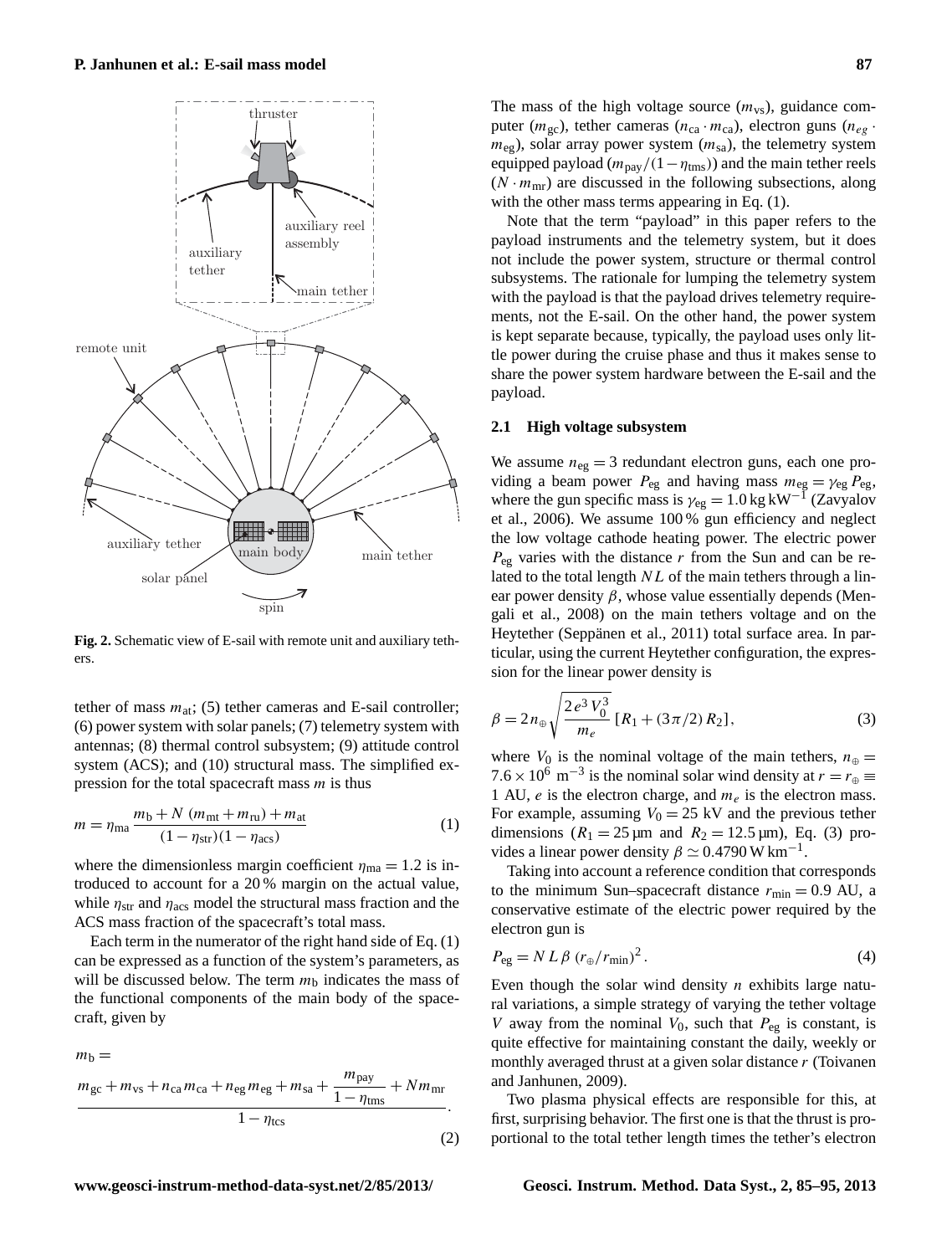Fig. 2. Schematic view of E-sail with remote unit and auxiliary tethers.

tether of mass $m_{at}$; (5) tether cameras and E-sail controller; (6) power system with solar panels; (7) telemetry system with antennas; (8) thermal control subsystem; (9) attitude control system (ACS); and (10) structural mass. The simplified expression for the total spacecraft mass $m$ is thus

$$m = \eta_{ma} \frac{m_b + N\,(m_{mt} + m_{ru}) + m_{at}}{(1-\eta_{str})(1-\eta_{acs})} \tag{1}$$

where the dimensionless margin coefficient $\eta_{ma} = 1.2$ is introduced to account for a 20 % margin on the actual value, while $\eta_{str}$ and $\eta_{acs}$ model the structural mass fraction and the ACS mass fraction of the spacecraft's total mass.

Each term in the numerator of the right hand side of Eq. (1) can be expressed as a function of the system's parameters, as will be discussed below. The term $m_b$ indicates the mass of the functional components of the main body of the spacecraft, given by

$$m_b = \frac{m_{gc} + m_{vs} + n_{ca}\, m_{ca} + n_{eg}\, m_{eg} + m_{sa} + \dfrac{m_{pay}}{1-\eta_{tms}} + N m_{mr}}{1-\eta_{tcs}}. \tag{2}$$

The mass of the high voltage source ($m_{vs}$), guidance computer ($m_{gc}$), tether cameras ($n_{ca} \cdot m_{ca}$), electron guns ($n_{eg} \cdot m_{eg}$), solar array power system ($m_{sa}$), the telemetry system equipped payload ($m_{pay}/(1-\eta_{tms})$) and the main tether reels ($N \cdot m_{mr}$) are discussed in the following subsections, along with the other mass terms appearing in Eq. (1).

Note that the term "payload" in this paper refers to the payload instruments and the telemetry system, but it does not include the power system, structure or thermal control subsystems. The rationale for lumping the telemetry system with the payload is that the payload drives telemetry requirements, not the E-sail. On the other hand, the power system is kept separate because, typically, the payload uses only little power during the cruise phase and thus it makes sense to share the power system hardware between the E-sail and the payload.

### 2.1 High voltage subsystem

We assume $n_{eg} = 3$ redundant electron guns, each one providing a beam power $P_{eg}$ and having mass $m_{eg} = \gamma_{eg}\, P_{eg}$, where the gun specific mass is $\gamma_{eg} = 1.0\,\mathrm{kg\,kW^{-1}}$ (Zavyalov et al., 2006). We assume 100 % gun efficiency and neglect the low voltage cathode heating power. The electric power $P_{eg}$ varies with the distance $r$ from the Sun and can be related to the total length $NL$ of the main tethers through a linear power density $\beta$, whose value essentially depends (Mengali et al., 2008) on the main tethers voltage and on the Heytether (Seppänen et al., 2011) total surface area. In particular, using the current Heytether configuration, the expression for the linear power density is

$$\beta = 2\, n_{\oplus} \sqrt{\frac{2\, e^3\, V_0^3}{m_e}}\, [R_1 + (3\pi/2)\, R_2], \tag{3}$$

where $V_0$ is the nominal voltage of the main tethers, $n_{\oplus} = 7.6 \times 10^6\ \mathrm{m^{-3}}$ is the nominal solar wind density at $r = r_{\oplus} \equiv 1$ AU, $e$ is the electron charge, and $m_e$ is the electron mass. For example, assuming $V_0 = 25$ kV and the previous tether dimensions ($R_1 = 25\,\mu\mathrm{m}$ and $R_2 = 12.5\,\mu\mathrm{m}$), Eq. (3) provides a linear power density $\beta \simeq 0.4790\,\mathrm{W\,km^{-1}}$.

Taking into account a reference condition that corresponds to the minimum Sun–spacecraft distance $r_{min} = 0.9$ AU, a conservative estimate of the electric power required by the electron gun is

$$P_{eg} = N\, L\, \beta\, (r_{\oplus}/r_{min})^2. \tag{4}$$

Even though the solar wind density $n$ exhibits large natural variations, a simple strategy of varying the tether voltage $V$ away from the nominal $V_0$, such that $P_{eg}$ is constant, is quite effective for maintaining constant the daily, weekly or monthly averaged thrust at a given solar distance $r$ (Toivanen and Janhunen, 2009).

Two plasma physical effects are responsible for this, at first, surprising behavior. The first one is that the thrust is proportional to the total tether length times the tether's electron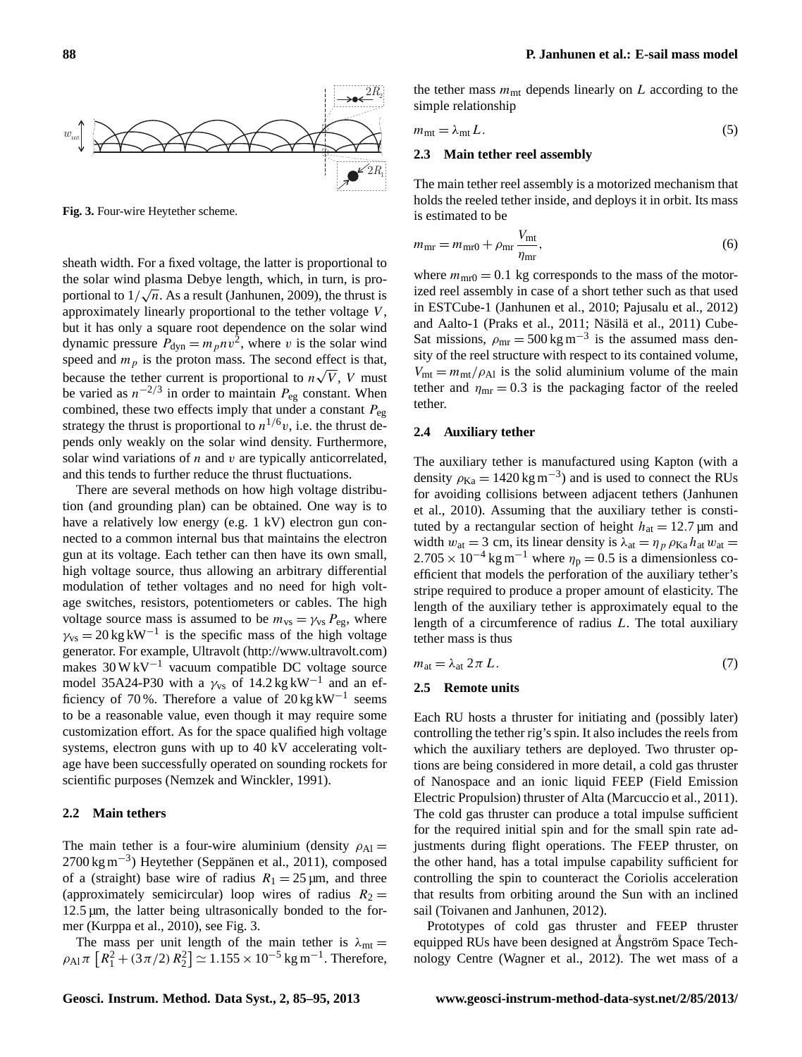**Fig. 3.** Four-wire Heytether scheme.

sheath width. For a fixed voltage, the latter is proportional to the solar wind plasma Debye length, which, in turn, is proportional to $1/\sqrt{n}$. As a result (Janhunen, 2009), the thrust is approximately linearly proportional to the tether voltage $V$, but it has only a square root dependence on the solar wind dynamic pressure $P_{\mathrm{dyn}} = m_p n v^2$, where $v$ is the solar wind speed and $m_p$ is the proton mass. The second effect is that, because the tether current is proportional to $n\sqrt{V}$, $V$ must be varied as $n^{-2/3}$ in order to maintain $P_{\mathrm{eg}}$ constant. When combined, these two effects imply that under a constant $P_{\mathrm{eg}}$ strategy the thrust is proportional to $n^{1/6}v$, i.e. the thrust depends only weakly on the solar wind density. Furthermore, solar wind variations of $n$ and $v$ are typically anticorrelated, and this tends to further reduce the thrust fluctuations.

There are several methods on how high voltage distribution (and grounding plan) can be obtained. One way is to have a relatively low energy (e.g. 1 kV) electron gun connected to a common internal bus that maintains the electron gun at its voltage. Each tether can then have its own small, high voltage source, thus allowing an arbitrary differential modulation of tether voltages and no need for high voltage switches, resistors, potentiometers or cables. The high voltage source mass is assumed to be $m_{\mathrm{vs}} = \gamma_{\mathrm{vs}} P_{\mathrm{eg}}$, where $\gamma_{\mathrm{vs}} = 20\,\mathrm{kg\,kW^{-1}}$ is the specific mass of the high voltage generator. For example, Ultravolt (http://www.ultravolt.com) makes $30\,\mathrm{W\,kV^{-1}}$ vacuum compatible DC voltage source model 35A24-P30 with a $\gamma_{\mathrm{vs}}$ of $14.2\,\mathrm{kg\,kW^{-1}}$ and an efficiency of 70 %. Therefore a value of $20\,\mathrm{kg\,kW^{-1}}$ seems to be a reasonable value, even though it may require some customization effort. As for the space qualified high voltage systems, electron guns with up to 40 kV accelerating voltage have been successfully operated on sounding rockets for scientific purposes (Nemzek and Winckler, 1991).

### 2.2 Main tethers

The main tether is a four-wire aluminium (density $\rho_{\mathrm{Al}} = 2700\,\mathrm{kg\,m^{-3}}$) Heytether (Seppänen et al., 2011), composed of a (straight) base wire of radius $R_1 = 25\,\mu\mathrm{m}$, and three (approximately semicircular) loop wires of radius $R_2 = 12.5\,\mu\mathrm{m}$, the latter being ultrasonically bonded to the former (Kurppa et al., 2010), see Fig. 3.

The mass per unit length of the main tether is $\lambda_{\mathrm{mt}} = \rho_{\mathrm{Al}}\pi\left[R_1^2 + (3\pi/2)\,R_2^2\right] \simeq 1.155 \times 10^{-5}\,\mathrm{kg\,m^{-1}}$. Therefore, the tether mass $m_{\mathrm{mt}}$ depends linearly on $L$ according to the simple relationship

$$m_{\mathrm{mt}} = \lambda_{\mathrm{mt}}\,L. \tag{5}$$

### 2.3 Main tether reel assembly

The main tether reel assembly is a motorized mechanism that holds the reeled tether inside, and deploys it in orbit. Its mass is estimated to be

$$m_{\mathrm{mr}} = m_{\mathrm{mr0}} + \rho_{\mathrm{mr}}\,\frac{V_{\mathrm{mt}}}{\eta_{\mathrm{mr}}}, \tag{6}$$

where $m_{\mathrm{mr0}} = 0.1$ kg corresponds to the mass of the motorized reel assembly in case of a short tether such as that used in ESTCube-1 (Janhunen et al., 2010; Pajusalu et al., 2012) and Aalto-1 (Praks et al., 2011; Näsilä et al., 2011) CubeSat missions, $\rho_{\mathrm{mr}} = 500\,\mathrm{kg\,m^{-3}}$ is the assumed mass density of the reel structure with respect to its contained volume, $V_{\mathrm{mt}} = m_{\mathrm{mt}}/\rho_{\mathrm{Al}}$ is the solid aluminium volume of the main tether and $\eta_{\mathrm{mr}} = 0.3$ is the packaging factor of the reeled tether.

### 2.4 Auxiliary tether

The auxiliary tether is manufactured using Kapton (with a density $\rho_{\mathrm{Ka}} = 1420\,\mathrm{kg\,m^{-3}}$) and is used to connect the RUs for avoiding collisions between adjacent tethers (Janhunen et al., 2010). Assuming that the auxiliary tether is constituted by a rectangular section of height $h_{\mathrm{at}} = 12.7\,\mu\mathrm{m}$ and width $w_{\mathrm{at}} = 3$ cm, its linear density is $\lambda_{\mathrm{at}} = \eta_p\,\rho_{\mathrm{Ka}}\,h_{\mathrm{at}}\,w_{\mathrm{at}} = 2.705 \times 10^{-4}\,\mathrm{kg\,m^{-1}}$ where $\eta_{\mathrm{p}} = 0.5$ is a dimensionless coefficient that models the perforation of the auxiliary tether's stripe required to produce a proper amount of elasticity. The length of the auxiliary tether is approximately equal to the length of a circumference of radius $L$. The total auxiliary tether mass is thus

$$m_{\mathrm{at}} = \lambda_{\mathrm{at}}\,2\pi\,L. \tag{7}$$

### 2.5 Remote units

Each RU hosts a thruster for initiating and (possibly later) controlling the tether rig's spin. It also includes the reels from which the auxiliary tethers are deployed. Two thruster options are being considered in more detail, a cold gas thruster of Nanospace and an ionic liquid FEEP (Field Emission Electric Propulsion) thruster of Alta (Marcuccio et al., 2011). The cold gas thruster can produce a total impulse sufficient for the required initial spin and for the small spin rate adjustments during flight operations. The FEEP thruster, on the other hand, has a total impulse capability sufficient for controlling the spin to counteract the Coriolis acceleration that results from orbiting around the Sun with an inclined sail (Toivanen and Janhunen, 2012).

Prototypes of cold gas thruster and FEEP thruster equipped RUs have been designed at Ångström Space Technology Centre (Wagner et al., 2012). The wet mass of a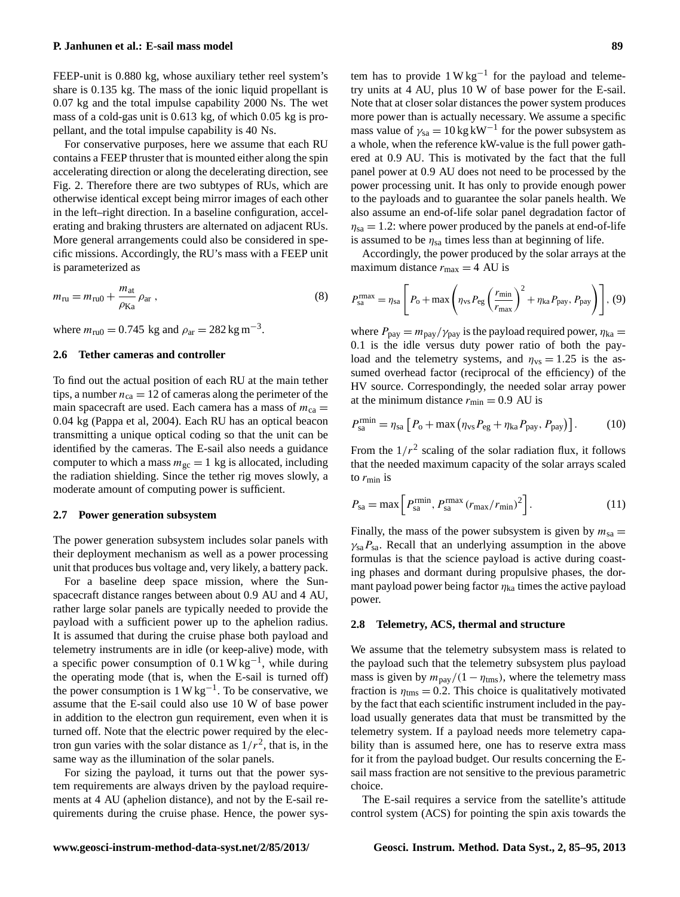FEEP-unit is 0.880 kg, whose auxiliary tether reel system's share is 0.135 kg. The mass of the ionic liquid propellant is 0.07 kg and the total impulse capability 2000 Ns. The wet mass of a cold-gas unit is 0.613 kg, of which 0.05 kg is propellant, and the total impulse capability is 40 Ns.

For conservative purposes, here we assume that each RU contains a FEEP thruster that is mounted either along the spin accelerating direction or along the decelerating direction, see Fig. 2. Therefore there are two subtypes of RUs, which are otherwise identical except being mirror images of each other in the left–right direction. In a baseline configuration, accelerating and braking thrusters are alternated on adjacent RUs. More general arrangements could also be considered in specific missions. Accordingly, the RU's mass with a FEEP unit is parameterized as

$$m_{\rm ru} = m_{\rm ru0} + \frac{m_{\rm at}}{\rho_{\rm Ka}}\,\rho_{\rm ar}\,, \tag{8}$$

where $m_{\rm ru0} = 0.745$ kg and $\rho_{\rm ar} = 282\,{\rm kg\,m^{-3}}$.

### 2.6 Tether cameras and controller

To find out the actual position of each RU at the main tether tips, a number $n_{\rm ca} = 12$ of cameras along the perimeter of the main spacecraft are used. Each camera has a mass of $m_{\rm ca} = 0.04$ kg (Pappa et al, 2004). Each RU has an optical beacon transmitting a unique optical coding so that the unit can be identified by the cameras. The E-sail also needs a guidance computer to which a mass $m_{\rm gc} = 1$ kg is allocated, including the radiation shielding. Since the tether rig moves slowly, a moderate amount of computing power is sufficient.

### 2.7 Power generation subsystem

The power generation subsystem includes solar panels with their deployment mechanism as well as a power processing unit that produces bus voltage and, very likely, a battery pack.

For a baseline deep space mission, where the Sun-spacecraft distance ranges between about 0.9 AU and 4 AU, rather large solar panels are typically needed to provide the payload with a sufficient power up to the aphelion radius. It is assumed that during the cruise phase both payload and telemetry instruments are in idle (or keep-alive) mode, with a specific power consumption of $0.1\,{\rm W\,kg^{-1}}$, while during the operating mode (that is, when the E-sail is turned off) the power consumption is $1\,{\rm W\,kg^{-1}}$. To be conservative, we assume that the E-sail could also use 10 W of base power in addition to the electron gun requirement, even when it is turned off. Note that the electric power required by the electron gun varies with the solar distance as $1/r^2$, that is, in the same way as the illumination of the solar panels.

For sizing the payload, it turns out that the power system requirements are always driven by the payload requirements at 4 AU (aphelion distance), and not by the E-sail requirements during the cruise phase. Hence, the power system has to provide $1\,{\rm W\,kg^{-1}}$ for the payload and telemetry units at 4 AU, plus 10 W of base power for the E-sail. Note that at closer solar distances the power system produces more power than is actually necessary. We assume a specific mass value of $\gamma_{\rm sa} = 10\,{\rm kg\,kW^{-1}}$ for the power subsystem as a whole, when the reference kW-value is the full power gathered at 0.9 AU. This is motivated by the fact that the full panel power at 0.9 AU does not need to be processed by the power processing unit. It has only to provide enough power to the payloads and to guarantee the solar panels health. We also assume an end-of-life solar panel degradation factor of $\eta_{\rm sa} = 1.2$: where power produced by the panels at end-of-life is assumed to be $\eta_{\rm sa}$ times less than at beginning of life.

Accordingly, the power produced by the solar arrays at the maximum distance $r_{\rm max} = 4$ AU is

$$P_{\rm sa}^{\rm rmax} = \eta_{\rm sa}\left[P_{\rm o} + \max\left(\eta_{\rm vs} P_{\rm eg}\left(\frac{r_{\rm min}}{r_{\rm max}}\right)^2 + \eta_{\rm ka} P_{\rm pay},\, P_{\rm pay}\right)\right], \tag{9}$$

where $P_{\rm pay} = m_{\rm pay}/\gamma_{\rm pay}$ is the payload required power, $\eta_{\rm ka} = 0.1$ is the idle versus duty power ratio of both the payload and the telemetry systems, and $\eta_{\rm vs} = 1.25$ is the assumed overhead factor (reciprocal of the efficiency) of the HV source. Correspondingly, the needed solar array power at the minimum distance $r_{\rm min} = 0.9$ AU is

$$P_{\rm sa}^{\rm rmin} = \eta_{\rm sa}\left[P_{\rm o} + \max\left(\eta_{\rm vs} P_{\rm eg} + \eta_{\rm ka} P_{\rm pay},\, P_{\rm pay}\right)\right]. \tag{10}$$

From the $1/r^2$ scaling of the solar radiation flux, it follows that the needed maximum capacity of the solar arrays scaled to $r_{\rm min}$ is

$$P_{\rm sa} = \max\left[P_{\rm sa}^{\rm rmin},\, P_{\rm sa}^{\rm rmax}\,(r_{\rm max}/r_{\rm min})^2\right]. \tag{11}$$

Finally, the mass of the power subsystem is given by $m_{\rm sa} = \gamma_{\rm sa} P_{\rm sa}$. Recall that an underlying assumption in the above formulas is that the science payload is active during coasting phases and dormant during propulsive phases, the dormant payload power being factor $\eta_{\rm ka}$ times the active payload power.

### 2.8 Telemetry, ACS, thermal and structure

We assume that the telemetry subsystem mass is related to the payload such that the telemetry subsystem plus payload mass is given by $m_{\rm pay}/(1-\eta_{\rm tms})$, where the telemetry mass fraction is $\eta_{\rm tms} = 0.2$. This choice is qualitatively motivated by the fact that each scientific instrument included in the payload usually generates data that must be transmitted by the telemetry system. If a payload needs more telemetry capability than is assumed here, one has to reserve extra mass for it from the payload budget. Our results concerning the E-sail mass fraction are not sensitive to the previous parametric choice.

The E-sail requires a service from the satellite's attitude control system (ACS) for pointing the spin axis towards the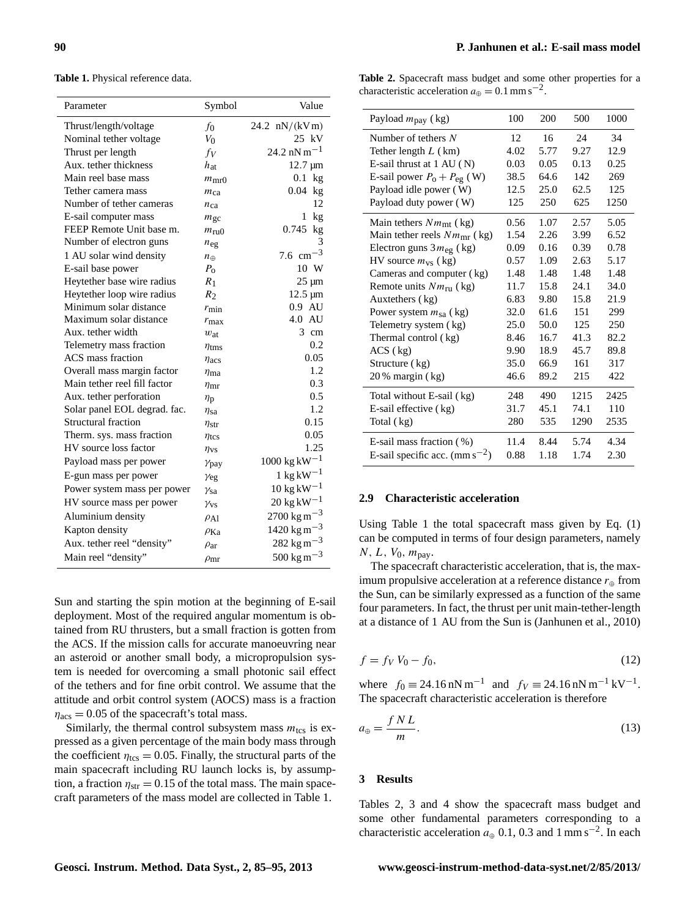**Table 1.** Physical reference data.

| Parameter | Symbol | Value |
|---|---|---|
| Thrust/length/voltage | $f_0$ | 24.2 nN/(kV m) |
| Nominal tether voltage | $V_0$ | 25 kV |
| Thrust per length | $f_V$ | 24.2 nN m$^{-1}$ |
| Aux. tether thickness | $h_{\rm at}$ | 12.7 µm |
| Main reel base mass | $m_{\rm mr0}$ | 0.1 kg |
| Tether camera mass | $m_{\rm ca}$ | 0.04 kg |
| Number of tether cameras | $n_{\rm ca}$ | 12 |
| E-sail computer mass | $m_{\rm gc}$ | 1 kg |
| FEEP Remote Unit base m. | $m_{\rm ru0}$ | 0.745 kg |
| Number of electron guns | $n_{\rm eg}$ | 3 |
| 1 AU solar wind density | $n_\oplus$ | 7.6 cm$^{-3}$ |
| E-sail base power | $P_{\rm o}$ | 10 W |
| Heytether base wire radius | $R_1$ | 25 µm |
| Heytether loop wire radius | $R_2$ | 12.5 µm |
| Minimum solar distance | $r_{\rm min}$ | 0.9 AU |
| Maximum solar distance | $r_{\rm max}$ | 4.0 AU |
| Aux. tether width | $w_{\rm at}$ | 3 cm |
| Telemetry mass fraction | $\eta_{\rm tms}$ | 0.2 |
| ACS mass fraction | $\eta_{\rm acs}$ | 0.05 |
| Overall mass margin factor | $\eta_{\rm ma}$ | 1.2 |
| Main tether reel fill factor | $\eta_{\rm mr}$ | 0.3 |
| Aux. tether perforation | $\eta_{\rm p}$ | 0.5 |
| Solar panel EOL degrad. fac. | $\eta_{\rm sa}$ | 1.2 |
| Structural fraction | $\eta_{\rm str}$ | 0.15 |
| Therm. sys. mass fraction | $\eta_{\rm tcs}$ | 0.05 |
| HV source loss factor | $\eta_{\rm vs}$ | 1.25 |
| Payload mass per power | $\gamma_{\rm pay}$ | 1000 kg kW$^{-1}$ |
| E-gun mass per power | $\gamma_{\rm eg}$ | 1 kg kW$^{-1}$ |
| Power system mass per power | $\gamma_{\rm sa}$ | 10 kg kW$^{-1}$ |
| HV source mass per power | $\gamma_{\rm vs}$ | 20 kg kW$^{-1}$ |
| Aluminium density | $\rho_{\rm Al}$ | 2700 kg m$^{-3}$ |
| Kapton density | $\rho_{\rm Ka}$ | 1420 kg m$^{-3}$ |
| Aux. tether reel "density" | $\rho_{\rm ar}$ | 282 kg m$^{-3}$ |
| Main reel "density" | $\rho_{\rm mr}$ | 500 kg m$^{-3}$ |

Sun and starting the spin motion at the beginning of E-sail deployment. Most of the required angular momentum is obtained from RU thrusters, but a small fraction is gotten from the ACS. If the mission calls for accurate manoeuvring near an asteroid or another small body, a micropropulsion system is needed for overcoming a small photonic sail effect of the tethers and for fine orbit control. We assume that the attitude and orbit control system (AOCS) mass is a fraction $\eta_{\rm acs} = 0.05$ of the spacecraft's total mass.

Similarly, the thermal control subsystem mass $m_{\rm tcs}$ is expressed as a given percentage of the main body mass through the coefficient $\eta_{\rm tcs} = 0.05$. Finally, the structural parts of the main spacecraft including RU launch locks is, by assumption, a fraction $\eta_{\rm str} = 0.15$ of the total mass. The main spacecraft parameters of the mass model are collected in Table 1.

**Table 2.** Spacecraft mass budget and some other properties for a characteristic acceleration $a_\oplus = 0.1\,{\rm mm\,s^{-2}}$.

| Payload $m_{\rm pay}$ (kg) | 100 | 200 | 500 | 1000 |
|---|---|---|---|---|
| Number of tethers $N$ | 12 | 16 | 24 | 34 |
| Tether length $L$ (km) | 4.02 | 5.77 | 9.27 | 12.9 |
| E-sail thrust at 1 AU (N) | 0.03 | 0.05 | 0.13 | 0.25 |
| E-sail power $P_{\rm o} + P_{\rm eg}$ (W) | 38.5 | 64.6 | 142 | 269 |
| Payload idle power (W) | 12.5 | 25.0 | 62.5 | 125 |
| Payload duty power (W) | 125 | 250 | 625 | 1250 |
| Main tethers $N m_{\rm mt}$ (kg) | 0.56 | 1.07 | 2.57 | 5.05 |
| Main tether reels $N m_{\rm mr}$ (kg) | 1.54 | 2.26 | 3.99 | 6.52 |
| Electron guns $3 m_{\rm eg}$ (kg) | 0.09 | 0.16 | 0.39 | 0.78 |
| HV source $m_{\rm vs}$ (kg) | 0.57 | 1.09 | 2.63 | 5.17 |
| Cameras and computer (kg) | 1.48 | 1.48 | 1.48 | 1.48 |
| Remote units $N m_{\rm ru}$ (kg) | 11.7 | 15.8 | 24.1 | 34.0 |
| Auxtethers (kg) | 6.83 | 9.80 | 15.8 | 21.9 |
| Power system $m_{\rm sa}$ (kg) | 32.0 | 61.6 | 151 | 299 |
| Telemetry system (kg) | 25.0 | 50.0 | 125 | 250 |
| Thermal control (kg) | 8.46 | 16.7 | 41.3 | 82.2 |
| ACS (kg) | 9.90 | 18.9 | 45.7 | 89.8 |
| Structure (kg) | 35.0 | 66.9 | 161 | 317 |
| 20 % margin (kg) | 46.6 | 89.2 | 215 | 422 |
| Total without E-sail (kg) | 248 | 490 | 1215 | 2425 |
| E-sail effective (kg) | 31.7 | 45.1 | 74.1 | 110 |
| Total (kg) | 280 | 535 | 1290 | 2535 |
| E-sail mass fraction (%) | 11.4 | 8.44 | 5.74 | 4.34 |
| E-sail specific acc. (mm s$^{-2}$) | 0.88 | 1.18 | 1.74 | 2.30 |

### 2.9 Characteristic acceleration

Using Table 1 the total spacecraft mass given by Eq. (1) can be computed in terms of four design parameters, namely $N$, $L$, $V_0$, $m_{\rm pay}$.

The spacecraft characteristic acceleration, that is, the maximum propulsive acceleration at a reference distance $r_\oplus$ from the Sun, can be similarly expressed as a function of the same four parameters. In fact, the thrust per unit main-tether-length at a distance of 1 AU from the Sun is (Janhunen et al., 2010)

$$f = f_V\, V_0 - f_0, \tag{12}$$

where $f_0 \equiv 24.16\,{\rm nN\,m^{-1}}$ and $f_V \equiv 24.16\,{\rm nN\,m^{-1}\,kV^{-1}}$. The spacecraft characteristic acceleration is therefore

$$a_\oplus = \frac{f\,N\,L}{m}. \tag{13}$$

## 3 Results

Tables 2, 3 and 4 show the spacecraft mass budget and some other fundamental parameters corresponding to a characteristic acceleration $a_\oplus$ 0.1, 0.3 and 1 mm s$^{-2}$. In each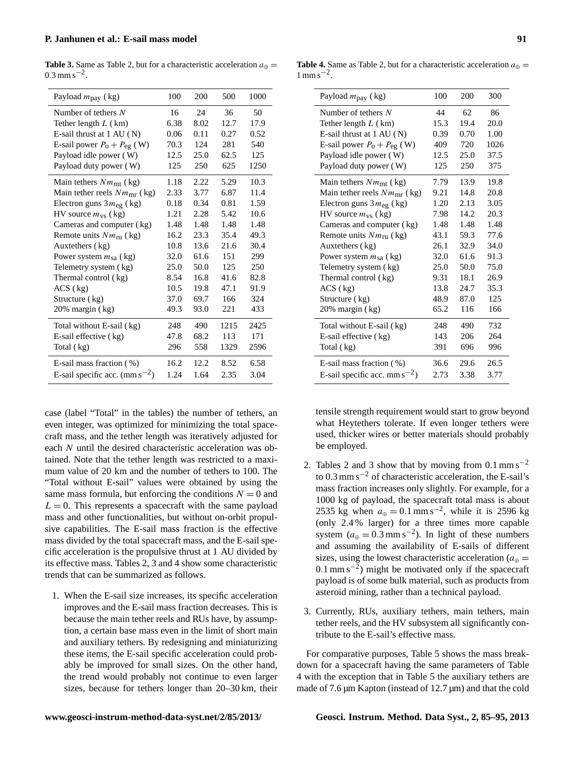**Table 3.** Same as Table 2, but for a characteristic acceleration $a_{\oplus} = 0.3\,\mathrm{mm\,s^{-2}}$.

| Payload $m_{\mathrm{pay}}$ (kg) | 100 | 200 | 500 | 1000 |
|---|---|---|---|---|
| Number of tethers $N$ | 16 | 24 | 36 | 50 |
| Tether length $L$ (km) | 6.38 | 8.02 | 12.7 | 17.9 |
| E-sail thrust at 1 AU (N) | 0.06 | 0.11 | 0.27 | 0.52 |
| E-sail power $P_{\mathrm{o}} + P_{\mathrm{eg}}$ (W) | 70.3 | 124 | 281 | 540 |
| Payload idle power (W) | 12.5 | 25.0 | 62.5 | 125 |
| Payload duty power (W) | 125 | 250 | 625 | 1250 |
| Main tethers $Nm_{\mathrm{mt}}$ (kg) | 1.18 | 2.22 | 5.29 | 10.3 |
| Main tether reels $Nm_{\mathrm{mr}}$ (kg) | 2.33 | 3.77 | 6.87 | 11.4 |
| Electron guns $3m_{\mathrm{eg}}$ (kg) | 0.18 | 0.34 | 0.81 | 1.59 |
| HV source $m_{\mathrm{vs}}$ (kg) | 1.21 | 2.28 | 5.42 | 10.6 |
| Cameras and computer (kg) | 1.48 | 1.48 | 1.48 | 1.48 |
| Remote units $Nm_{\mathrm{ru}}$ (kg) | 16.2 | 23.3 | 35.4 | 49.3 |
| Auxtethers (kg) | 10.8 | 13.6 | 21.6 | 30.4 |
| Power system $m_{\mathrm{sa}}$ (kg) | 32.0 | 61.6 | 151 | 299 |
| Telemetry system (kg) | 25.0 | 50.0 | 125 | 250 |
| Thermal control (kg) | 8.54 | 16.8 | 41.6 | 82.8 |
| ACS (kg) | 10.5 | 19.8 | 47.1 | 91.9 |
| Structure (kg) | 37.0 | 69.7 | 166 | 324 |
| 20% margin (kg) | 49.3 | 93.0 | 221 | 433 |
| Total without E-sail (kg) | 248 | 490 | 1215 | 2425 |
| E-sail effective (kg) | 47.8 | 68.2 | 113 | 171 |
| Total (kg) | 296 | 558 | 1329 | 2596 |
| E-sail mass fraction (%) | 16.2 | 12.2 | 8.52 | 6.58 |
| E-sail specific acc. ($\mathrm{mm\,s^{-2}}$) | 1.24 | 1.64 | 2.35 | 3.04 |

**Table 4.** Same as Table 2, but for a characteristic acceleration $a_{\oplus} = 1\,\mathrm{mm\,s^{-2}}$.

| Payload $m_{\mathrm{pay}}$ (kg) | 100 | 200 | 300 |
|---|---|---|---|
| Number of tethers $N$ | 44 | 62 | 86 |
| Tether length $L$ (km) | 15.3 | 19.4 | 20.0 |
| E-sail thrust at 1 AU (N) | 0.39 | 0.70 | 1.00 |
| E-sail power $P_{\mathrm{o}} + P_{\mathrm{eg}}$ (W) | 409 | 720 | 1026 |
| Payload idle power (W) | 12.5 | 25.0 | 37.5 |
| Payload duty power (W) | 125 | 250 | 375 |
| Main tethers $Nm_{\mathrm{mt}}$ (kg) | 7.79 | 13.9 | 19.8 |
| Main tether reels $Nm_{\mathrm{mr}}$ (kg) | 9.21 | 14.8 | 20.8 |
| Electron guns $3m_{\mathrm{eg}}$ (kg) | 1.20 | 2.13 | 3.05 |
| HV source $m_{\mathrm{vs}}$ (kg) | 7.98 | 14.2 | 20.3 |
| Cameras and computer (kg) | 1.48 | 1.48 | 1.48 |
| Remote units $Nm_{\mathrm{ru}}$ (kg) | 43.1 | 59.3 | 77.6 |
| Auxtethers (kg) | 26.1 | 32.9 | 34.0 |
| Power system $m_{\mathrm{sa}}$ (kg) | 32.0 | 61.6 | 91.3 |
| Telemetry system (kg) | 25.0 | 50.0 | 75.0 |
| Thermal control (kg) | 9.31 | 18.1 | 26.9 |
| ACS (kg) | 13.8 | 24.7 | 35.3 |
| Structure (kg) | 48.9 | 87.0 | 125 |
| 20% margin (kg) | 65.2 | 116 | 166 |
| Total without E-sail (kg) | 248 | 490 | 732 |
| E-sail effective (kg) | 143 | 206 | 264 |
| Total (kg) | 391 | 696 | 996 |
| E-sail mass fraction (%) | 36.6 | 29.6 | 26.5 |
| E-sail specific acc. $\mathrm{mm\,s^{-2}}$) | 2.73 | 3.38 | 3.77 |

case (label "Total" in the tables) the number of tethers, an even integer, was optimized for minimizing the total spacecraft mass, and the tether length was iteratively adjusted for each $N$ until the desired characteristic acceleration was obtained. Note that the tether length was restricted to a maximum value of 20 km and the number of tethers to 100. The "Total without E-sail" values were obtained by using the same mass formula, but enforcing the conditions $N = 0$ and $L = 0$. This represents a spacecraft with the same payload mass and other functionalities, but without on-orbit propulsive capabilities. The E-sail mass fraction is the effective mass divided by the total spacecraft mass, and the E-sail specific acceleration is the propulsive thrust at 1 AU divided by its effective mass. Tables 2, 3 and 4 show some characteristic trends that can be summarized as follows.

1. When the E-sail size increases, its specific acceleration improves and the E-sail mass fraction decreases. This is because the main tether reels and RUs have, by assumption, a certain base mass even in the limit of short main and auxiliary tethers. By redesigning and miniaturizing these items, the E-sail specific acceleration could probably be improved for small sizes. On the other hand, the trend would probably not continue to even larger sizes, because for tethers longer than 20–30 km, their tensile strength requirement would start to grow beyond what Heytethers tolerate. If even longer tethers were used, thicker wires or better materials should probably be employed.

2. Tables 2 and 3 show that by moving from $0.1\,\mathrm{mm\,s^{-2}}$ to $0.3\,\mathrm{mm\,s^{-2}}$ of characteristic acceleration, the E-sail's mass fraction increases only slightly. For example, for a 1000 kg of payload, the spacecraft total mass is about 2535 kg when $a_{\oplus} = 0.1\,\mathrm{mm\,s^{-2}}$, while it is 2596 kg (only 2.4 % larger) for a three times more capable system ($a_{\oplus} = 0.3\,\mathrm{mm\,s^{-2}}$). In light of these numbers and assuming the availability of E-sails of different sizes, using the lowest characteristic acceleration ($a_{\oplus} = 0.1\,\mathrm{mm\,s^{-2}}$) might be motivated only if the spacecraft payload is of some bulk material, such as products from asteroid mining, rather than a technical payload.

3. Currently, RUs, auxiliary tethers, main tethers, main tether reels, and the HV subsystem all significantly contribute to the E-sail's effective mass.

For comparative purposes, Table 5 shows the mass breakdown for a spacecraft having the same parameters of Table 4 with the exception that in Table 5 the auxiliary tethers are made of 7.6 µm Kapton (instead of 12.7 µm) and that the cold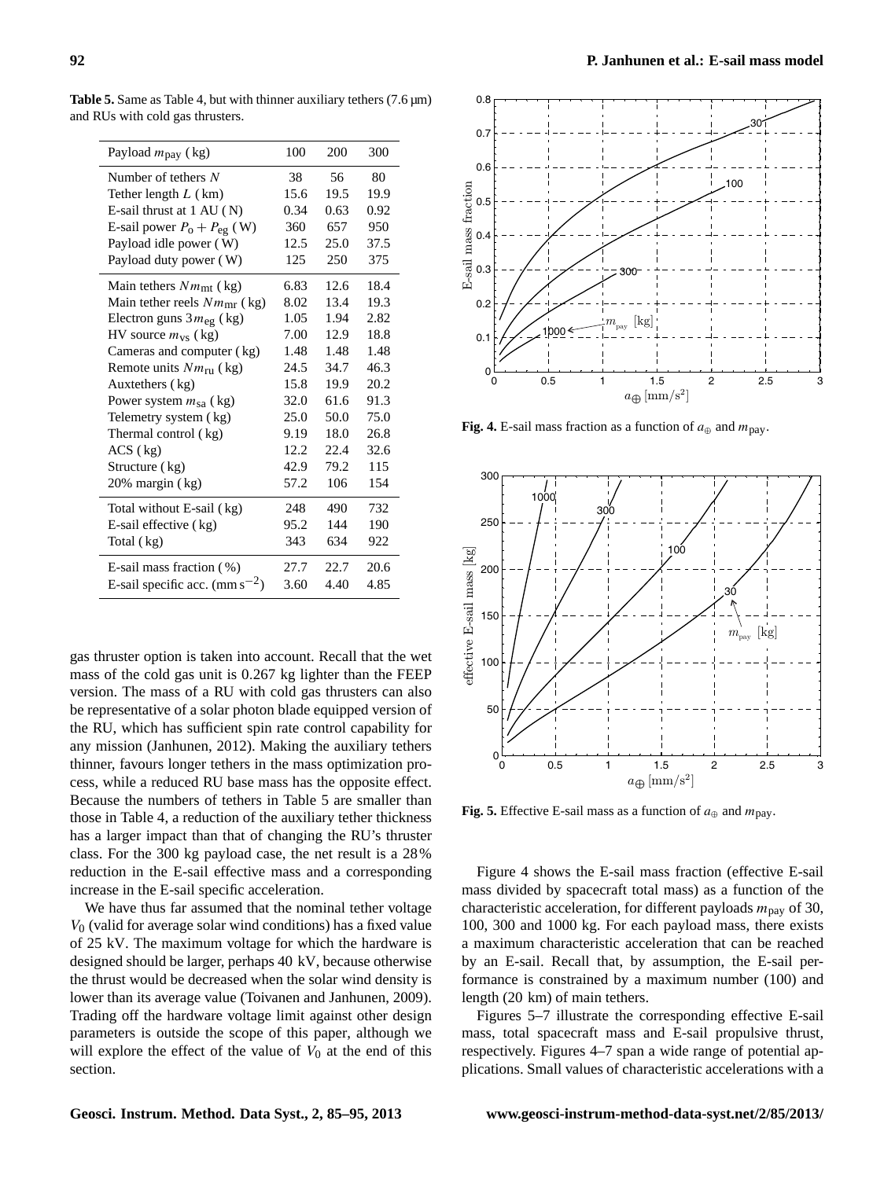**Table 5.** Same as Table 4, but with thinner auxiliary tethers (7.6 µm) and RUs with cold gas thrusters.

| Payload $m_{\text{pay}}$ (kg) | 100 | 200 | 300 |
|---|---|---|---|
| Number of tethers $N$ | 38 | 56 | 80 |
| Tether length $L$ (km) | 15.6 | 19.5 | 19.9 |
| E-sail thrust at 1 AU (N) | 0.34 | 0.63 | 0.92 |
| E-sail power $P_{\text{o}} + P_{\text{eg}}$ (W) | 360 | 657 | 950 |
| Payload idle power (W) | 12.5 | 25.0 | 37.5 |
| Payload duty power (W) | 125 | 250 | 375 |
| Main tethers $Nm_{\text{mt}}$ (kg) | 6.83 | 12.6 | 18.4 |
| Main tether reels $Nm_{\text{mr}}$ (kg) | 8.02 | 13.4 | 19.3 |
| Electron guns $3m_{\text{eg}}$ (kg) | 1.05 | 1.94 | 2.82 |
| HV source $m_{\text{vs}}$ (kg) | 7.00 | 12.9 | 18.8 |
| Cameras and computer (kg) | 1.48 | 1.48 | 1.48 |
| Remote units $Nm_{\text{ru}}$ (kg) | 24.5 | 34.7 | 46.3 |
| Auxtethers (kg) | 15.8 | 19.9 | 20.2 |
| Power system $m_{\text{sa}}$ (kg) | 32.0 | 61.6 | 91.3 |
| Telemetry system (kg) | 25.0 | 50.0 | 75.0 |
| Thermal control (kg) | 9.19 | 18.0 | 26.8 |
| ACS (kg) | 12.2 | 22.4 | 32.6 |
| Structure (kg) | 42.9 | 79.2 | 115 |
| 20% margin (kg) | 57.2 | 106 | 154 |
| Total without E-sail (kg) | 248 | 490 | 732 |
| E-sail effective (kg) | 95.2 | 144 | 190 |
| Total (kg) | 343 | 634 | 922 |
| E-sail mass fraction (%) | 27.7 | 22.7 | 20.6 |
| E-sail specific acc. (mm s$^{-2}$) | 3.60 | 4.40 | 4.85 |

gas thruster option is taken into account. Recall that the wet mass of the cold gas unit is 0.267 kg lighter than the FEEP version. The mass of a RU with cold gas thrusters can also be representative of a solar photon blade equipped version of the RU, which has sufficient spin rate control capability for any mission (Janhunen, 2012). Making the auxiliary tethers thinner, favours longer tethers in the mass optimization process, while a reduced RU base mass has the opposite effect. Because the numbers of tethers in Table 5 are smaller than those in Table 4, a reduction of the auxiliary tether thickness has a larger impact than that of changing the RU's thruster class. For the 300 kg payload case, the net result is a 28% reduction in the E-sail effective mass and a corresponding increase in the E-sail specific acceleration.

We have thus far assumed that the nominal tether voltage $V_0$ (valid for average solar wind conditions) has a fixed value of 25 kV. The maximum voltage for which the hardware is designed should be larger, perhaps 40 kV, because otherwise the thrust would be decreased when the solar wind density is lower than its average value (Toivanen and Janhunen, 2009). Trading off the hardware voltage limit against other design parameters is outside the scope of this paper, although we will explore the effect of the value of $V_0$ at the end of this section.

**Fig. 4.** E-sail mass fraction as a function of $a_\oplus$ and $m_{\text{pay}}$.

**Fig. 5.** Effective E-sail mass as a function of $a_\oplus$ and $m_{\text{pay}}$.

Figure 4 shows the E-sail mass fraction (effective E-sail mass divided by spacecraft total mass) as a function of the characteristic acceleration, for different payloads $m_{\text{pay}}$ of 30, 100, 300 and 1000 kg. For each payload mass, there exists a maximum characteristic acceleration that can be reached by an E-sail. Recall that, by assumption, the E-sail performance is constrained by a maximum number (100) and length (20 km) of main tethers.

Figures 5–7 illustrate the corresponding effective E-sail mass, total spacecraft mass and E-sail propulsive thrust, respectively. Figures 4–7 span a wide range of potential applications. Small values of characteristic accelerations with a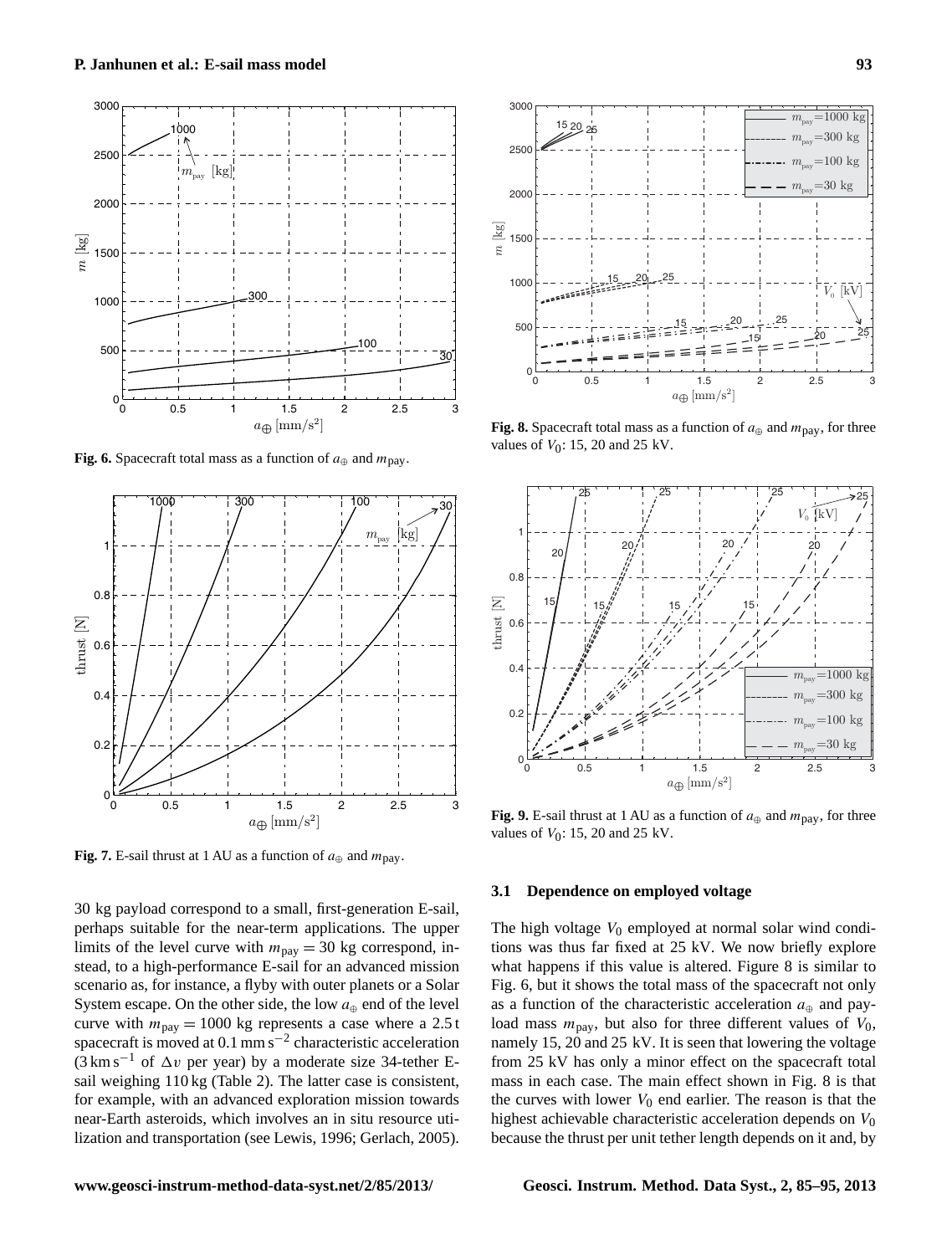**Fig. 6.** Spacecraft total mass as a function of $a_\oplus$ and $m_{\mathrm{pay}}$.

**Fig. 7.** E-sail thrust at 1 AU as a function of $a_\oplus$ and $m_{\mathrm{pay}}$.

**Fig. 8.** Spacecraft total mass as a function of $a_\oplus$ and $m_{\mathrm{pay}}$, for three values of $V_0$: 15, 20 and 25 kV.

**Fig. 9.** E-sail thrust at 1 AU as a function of $a_\oplus$ and $m_{\mathrm{pay}}$, for three values of $V_0$: 15, 20 and 25 kV.

30 kg payload correspond to a small, first-generation E-sail, perhaps suitable for the near-term applications. The upper limits of the level curve with $m_{\mathrm{pay}} = 30$ kg correspond, instead, to a high-performance E-sail for an advanced mission scenario as, for instance, a flyby with outer planets or a Solar System escape. On the other side, the low $a_\oplus$ end of the level curve with $m_{\mathrm{pay}} = 1000$ kg represents a case where a 2.5 t spacecraft is moved at 0.1 mm s$^{-2}$ characteristic acceleration (3 km s$^{-1}$ of $\Delta v$ per year) by a moderate size 34-tether E-sail weighing 110 kg (Table 2). The latter case is consistent, for example, with an advanced exploration mission towards near-Earth asteroids, which involves an in situ resource utilization and transportation (see Lewis, 1996; Gerlach, 2005).

### 3.1 Dependence on employed voltage

The high voltage $V_0$ employed at normal solar wind conditions was thus far fixed at 25 kV. We now briefly explore what happens if this value is altered. Figure 8 is similar to Fig. 6, but it shows the total mass of the spacecraft not only as a function of the characteristic acceleration $a_\oplus$ and payload mass $m_{\mathrm{pay}}$, but also for three different values of $V_0$, namely 15, 20 and 25 kV. It is seen that lowering the voltage from 25 kV has only a minor effect on the spacecraft total mass in each case. The main effect shown in Fig. 8 is that the curves with lower $V_0$ end earlier. The reason is that the highest achievable characteristic acceleration depends on $V_0$ because the thrust per unit tether length depends on it and, by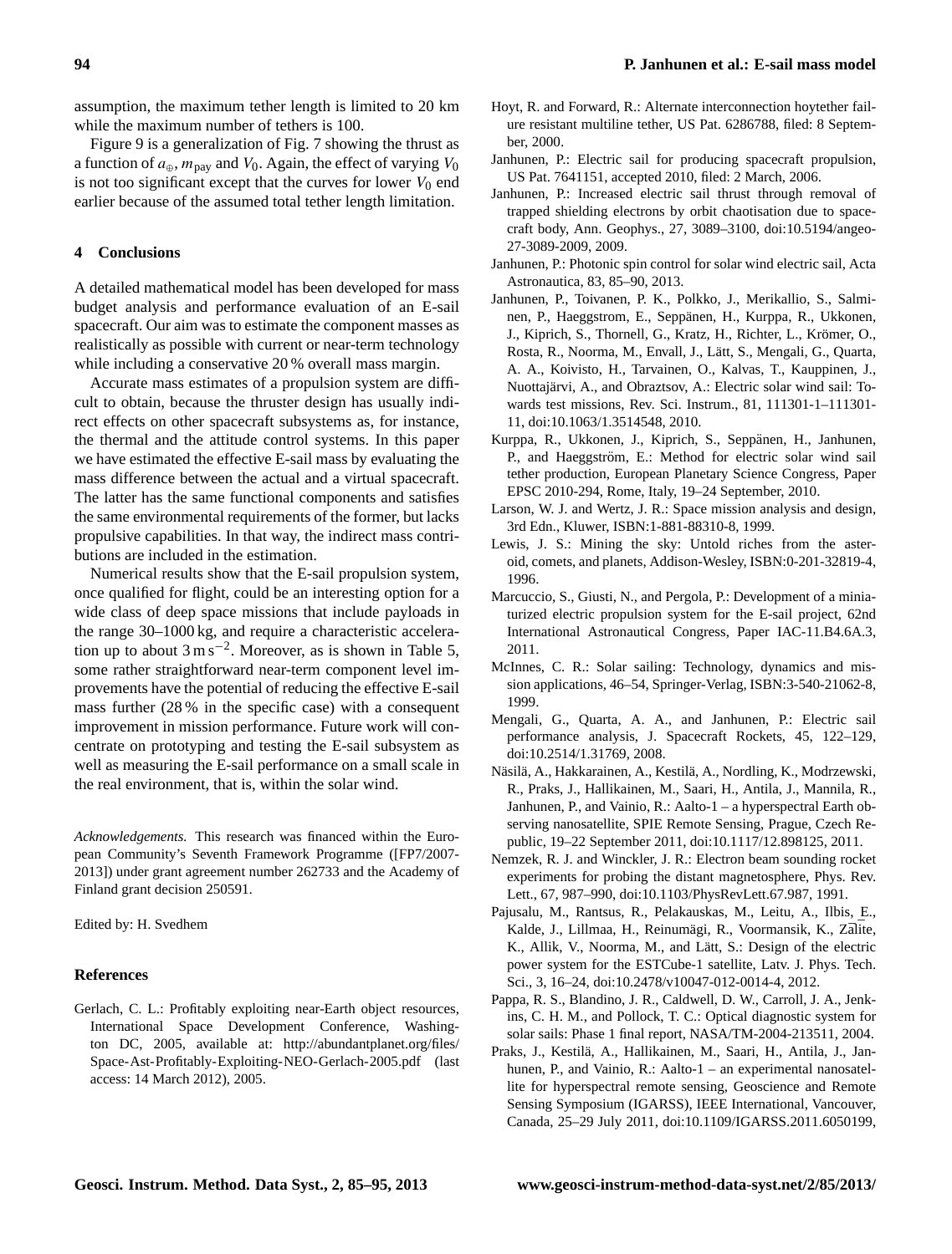assumption, the maximum tether length is limited to 20 km while the maximum number of tethers is 100.

Figure 9 is a generalization of Fig. 7 showing the thrust as a function of $a_{\oplus}$, $m_{\text{pay}}$ and $V_0$. Again, the effect of varying $V_0$ is not too significant except that the curves for lower $V_0$ end earlier because of the assumed total tether length limitation.

## 4 Conclusions

A detailed mathematical model has been developed for mass budget analysis and performance evaluation of an E-sail spacecraft. Our aim was to estimate the component masses as realistically as possible with current or near-term technology while including a conservative 20 % overall mass margin.

Accurate mass estimates of a propulsion system are difficult to obtain, because the thruster design has usually indirect effects on other spacecraft subsystems as, for instance, the thermal and the attitude control systems. In this paper we have estimated the effective E-sail mass by evaluating the mass difference between the actual and a virtual spacecraft. The latter has the same functional components and satisfies the same environmental requirements of the former, but lacks propulsive capabilities. In that way, the indirect mass contributions are included in the estimation.

Numerical results show that the E-sail propulsion system, once qualified for flight, could be an interesting option for a wide class of deep space missions that include payloads in the range 30–1000 kg, and require a characteristic acceleration up to about $3\,\text{m}\,\text{s}^{-2}$. Moreover, as is shown in Table 5, some rather straightforward near-term component level improvements have the potential of reducing the effective E-sail mass further (28 % in the specific case) with a consequent improvement in mission performance. Future work will concentrate on prototyping and testing the E-sail subsystem as well as measuring the E-sail performance on a small scale in the real environment, that is, within the solar wind.

*Acknowledgements.* This research was financed within the European Community's Seventh Framework Programme ([FP7/2007-2013]) under grant agreement number 262733 and the Academy of Finland grant decision 250591.

Edited by: H. Svedhem

## References

Gerlach, C. L.: Profitably exploiting near-Earth object resources, International Space Development Conference, Washington DC, 2005, available at: http://abundantplanet.org/files/Space-Ast-Profitably-Exploiting-NEO-Gerlach-2005.pdf (last access: 14 March 2012), 2005.

Hoyt, R. and Forward, R.: Alternate interconnection hoytether failure resistant multiline tether, US Pat. 6286788, filed: 8 September, 2000.

Janhunen, P.: Electric sail for producing spacecraft propulsion, US Pat. 7641151, accepted 2010, filed: 2 March, 2006.

Janhunen, P.: Increased electric sail thrust through removal of trapped shielding electrons by orbit chaotisation due to spacecraft body, Ann. Geophys., 27, 3089–3100, doi:10.5194/angeo-27-3089-2009, 2009.

Janhunen, P.: Photonic spin control for solar wind electric sail, Acta Astronautica, 83, 85–90, 2013.

Janhunen, P., Toivanen, P. K., Polkko, J., Merikallio, S., Salminen, P., Haeggstrom, E., Seppänen, H., Kurppa, R., Ukkonen, J., Kiprich, S., Thornell, G., Kratz, H., Richter, L., Krömer, O., Rosta, R., Noorma, M., Envall, J., Lätt, S., Mengali, G., Quarta, A. A., Koivisto, H., Tarvainen, O., Kalvas, T., Kauppinen, J., Nuottajärvi, A., and Obraztsov, A.: Electric solar wind sail: Towards test missions, Rev. Sci. Instrum., 81, 111301-1–111301-11, doi:10.1063/1.3514548, 2010.

Kurppa, R., Ukkonen, J., Kiprich, S., Seppänen, H., Janhunen, P., and Haeggström, E.: Method for electric solar wind sail tether production, European Planetary Science Congress, Paper EPSC 2010-294, Rome, Italy, 19–24 September, 2010.

Larson, W. J. and Wertz, J. R.: Space mission analysis and design, 3rd Edn., Kluwer, ISBN:1-881-88310-8, 1999.

Lewis, J. S.: Mining the sky: Untold riches from the asteroid, comets, and planets, Addison-Wesley, ISBN:0-201-32819-4, 1996.

Marcuccio, S., Giusti, N., and Pergola, P.: Development of a miniaturized electric propulsion system for the E-sail project, 62nd International Astronautical Congress, Paper IAC-11.B4.6A.3, 2011.

McInnes, C. R.: Solar sailing: Technology, dynamics and mission applications, 46–54, Springer-Verlag, ISBN:3-540-21062-8, 1999.

Mengali, G., Quarta, A. A., and Janhunen, P.: Electric sail performance analysis, J. Spacecraft Rockets, 45, 122–129, doi:10.2514/1.31769, 2008.

Näsilä, A., Hakkarainen, A., Kestilä, A., Nordling, K., Modrzewski, R., Praks, J., Hallikainen, M., Saari, H., Antila, J., Mannila, R., Janhunen, P., and Vainio, R.: Aalto-1 – a hyperspectral Earth observing nanosatellite, SPIE Remote Sensing, Prague, Czech Republic, 19–22 September 2011, doi:10.1117/12.898125, 2011.

Nemzek, R. J. and Winckler, J. R.: Electron beam sounding rocket experiments for probing the distant magnetosphere, Phys. Rev. Lett., 67, 987–990, doi:10.1103/PhysRevLett.67.987, 1991.

Pajusalu, M., Rantsus, R., Pelakauskas, M., Leitu, A., Ilbis, Ē., Kalde, J., Lillmaa, H., Reinumägi, R., Voormansik, K., Zālite, K., Allik, V., Noorma, M., and Lätt, S.: Design of the electric power system for the ESTCube-1 satellite, Latv. J. Phys. Tech. Sci., 3, 16–24, doi:10.2478/v10047-012-0014-4, 2012.

Pappa, R. S., Blandino, J. R., Caldwell, D. W., Carroll, J. A., Jenkins, C. H. M., and Pollock, T. C.: Optical diagnostic system for solar sails: Phase 1 final report, NASA/TM-2004-213511, 2004.

Praks, J., Kestilä, A., Hallikainen, M., Saari, H., Antila, J., Janhunen, P., and Vainio, R.: Aalto-1 – an experimental nanosatellite for hyperspectral remote sensing, Geoscience and Remote Sensing Symposium (IGARSS), IEEE International, Vancouver, Canada, 25–29 July 2011, doi:10.1109/IGARSS.2011.6050199,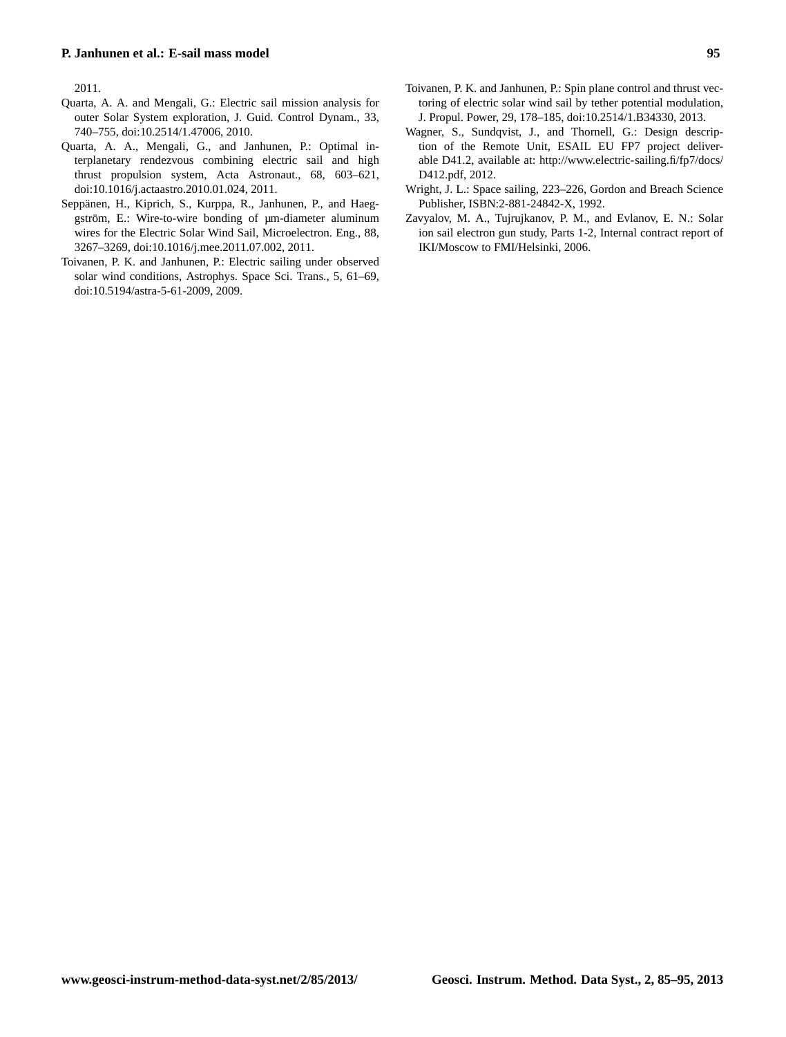2011.

Quarta, A. A. and Mengali, G.: Electric sail mission analysis for outer Solar System exploration, J. Guid. Control Dynam., 33, 740–755, doi:10.2514/1.47006, 2010.

Quarta, A. A., Mengali, G., and Janhunen, P.: Optimal interplanetary rendezvous combining electric sail and high thrust propulsion system, Acta Astronaut., 68, 603–621, doi:10.1016/j.actaastro.2010.01.024, 2011.

Seppänen, H., Kiprich, S., Kurppa, R., Janhunen, P., and Haeggström, E.: Wire-to-wire bonding of μm-diameter aluminum wires for the Electric Solar Wind Sail, Microelectron. Eng., 88, 3267–3269, doi:10.1016/j.mee.2011.07.002, 2011.

Toivanen, P. K. and Janhunen, P.: Electric sailing under observed solar wind conditions, Astrophys. Space Sci. Trans., 5, 61–69, doi:10.5194/astra-5-61-2009, 2009.

Toivanen, P. K. and Janhunen, P.: Spin plane control and thrust vectoring of electric solar wind sail by tether potential modulation, J. Propul. Power, 29, 178–185, doi:10.2514/1.B34330, 2013.

Wagner, S., Sundqvist, J., and Thornell, G.: Design description of the Remote Unit, ESAIL EU FP7 project deliverable D41.2, available at: http://www.electric-sailing.fi/fp7/docs/D412.pdf, 2012.

Wright, J. L.: Space sailing, 223–226, Gordon and Breach Science Publisher, ISBN:2-881-24842-X, 1992.

Zavyalov, M. A., Tujrujkanov, P. M., and Evlanov, E. N.: Solar ion sail electron gun study, Parts 1-2, Internal contract report of IKI/Moscow to FMI/Helsinki, 2006.